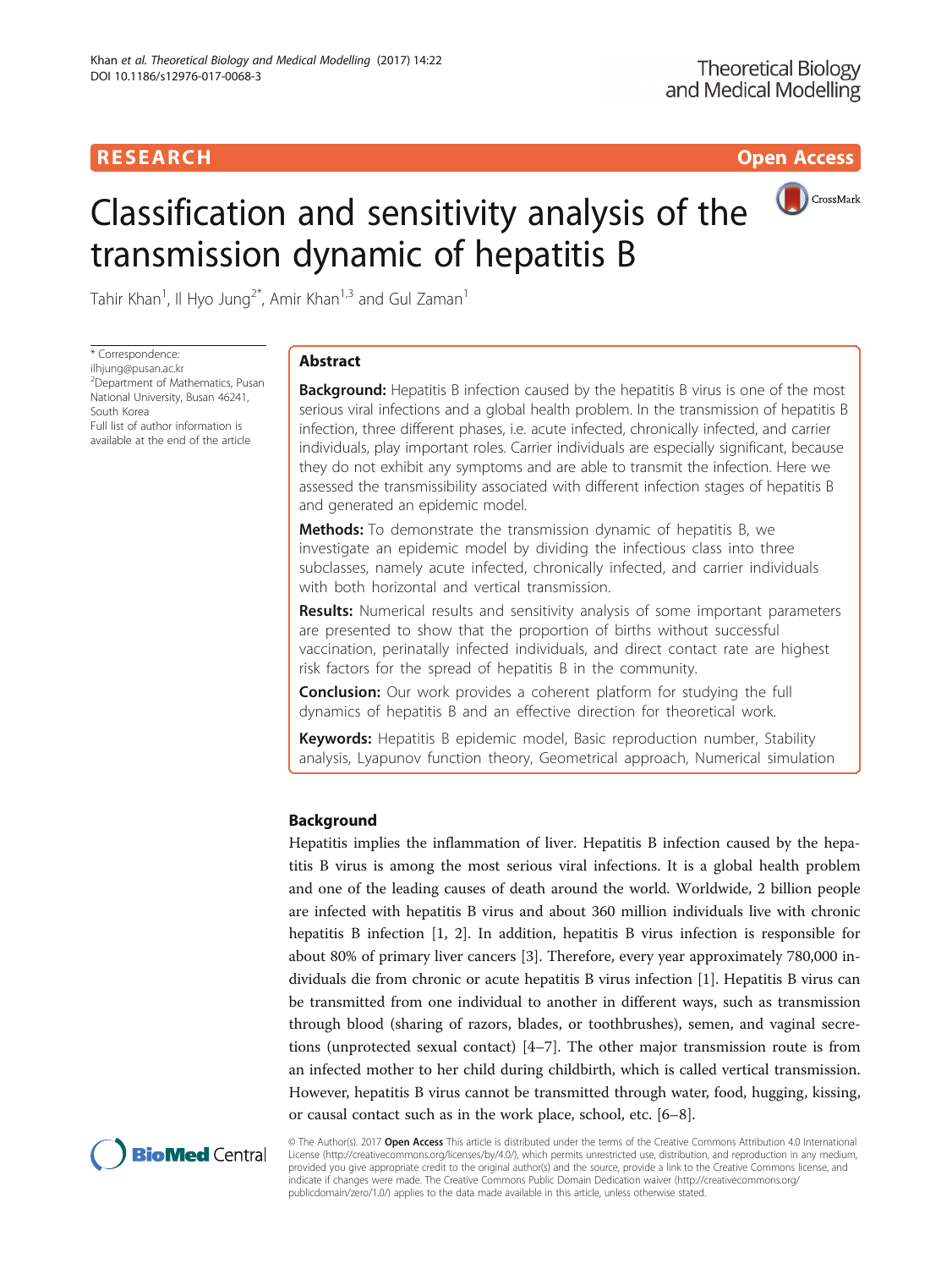RESEARCH

Open Access

# Classification and sensitivity analysis of the transmission dynamic of hepatitis B

Tahir Khan[1], Il Hyo Jung[2*], Amir Khan[1,3] and Gul Zaman[1]

* Correspondence: ilhjung@pusan.ac.kr
[2]Department of Mathematics, Pusan National University, Busan 46241, South Korea
Full list of author information is available at the end of the article

## Abstract

**Background:** Hepatitis B infection caused by the hepatitis B virus is one of the most serious viral infections and a global health problem. In the transmission of hepatitis B infection, three different phases, i.e. acute infected, chronically infected, and carrier individuals, play important roles. Carrier individuals are especially significant, because they do not exhibit any symptoms and are able to transmit the infection. Here we assessed the transmissibility associated with different infection stages of hepatitis B and generated an epidemic model.

**Methods:** To demonstrate the transmission dynamic of hepatitis B, we investigate an epidemic model by dividing the infectious class into three subclasses, namely acute infected, chronically infected, and carrier individuals with both horizontal and vertical transmission.

**Results:** Numerical results and sensitivity analysis of some important parameters are presented to show that the proportion of births without successful vaccination, perinatally infected individuals, and direct contact rate are highest risk factors for the spread of hepatitis B in the community.

**Conclusion:** Our work provides a coherent platform for studying the full dynamics of hepatitis B and an effective direction for theoretical work.

**Keywords:** Hepatitis B epidemic model, Basic reproduction number, Stability analysis, Lyapunov function theory, Geometrical approach, Numerical simulation

## Background

Hepatitis implies the inflammation of liver. Hepatitis B infection caused by the hepatitis B virus is among the most serious viral infections. It is a global health problem and one of the leading causes of death around the world. Worldwide, 2 billion people are infected with hepatitis B virus and about 360 million individuals live with chronic hepatitis B infection [1, 2]. In addition, hepatitis B virus infection is responsible for about 80% of primary liver cancers [3]. Therefore, every year approximately 780,000 individuals die from chronic or acute hepatitis B virus infection [1]. Hepatitis B virus can be transmitted from one individual to another in different ways, such as transmission through blood (sharing of razors, blades, or toothbrushes), semen, and vaginal secretions (unprotected sexual contact) [4–7]. The other major transmission route is from an infected mother to her child during childbirth, which is called vertical transmission. However, hepatitis B virus cannot be transmitted through water, food, hugging, kissing, or causal contact such as in the work place, school, etc. [6–8].

© The Author(s). 2017 **Open Access** This article is distributed under the terms of the Creative Commons Attribution 4.0 International License (http://creativecommons.org/licenses/by/4.0/), which permits unrestricted use, distribution, and reproduction in any medium, provided you give appropriate credit to the original author(s) and the source, provide a link to the Creative Commons license, and indicate if changes were made. The Creative Commons Public Domain Dedication waiver (http://creativecommons.org/publicdomain/zero/1.0/) applies to the data made available in this article, unless otherwise stated.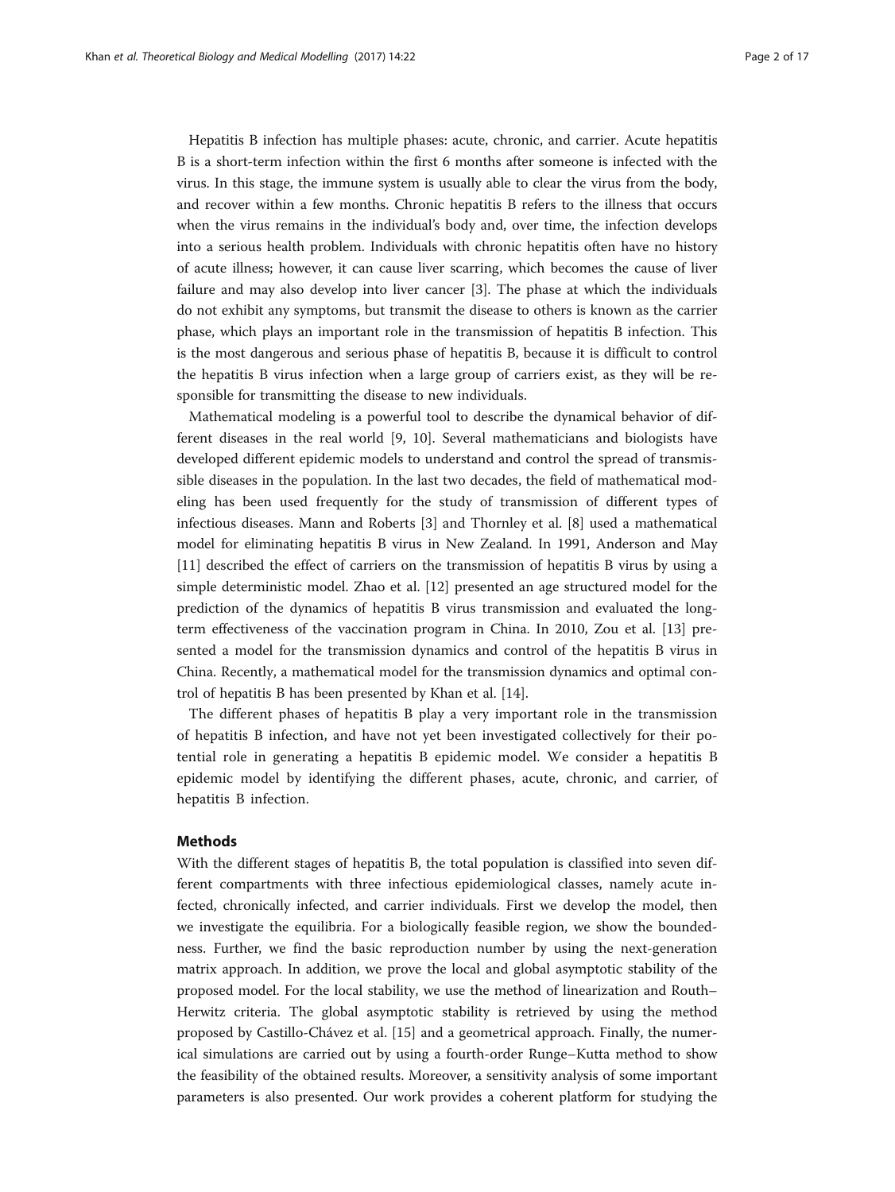Hepatitis B infection has multiple phases: acute, chronic, and carrier. Acute hepatitis B is a short-term infection within the first 6 months after someone is infected with the virus. In this stage, the immune system is usually able to clear the virus from the body, and recover within a few months. Chronic hepatitis B refers to the illness that occurs when the virus remains in the individual's body and, over time, the infection develops into a serious health problem. Individuals with chronic hepatitis often have no history of acute illness; however, it can cause liver scarring, which becomes the cause of liver failure and may also develop into liver cancer [3]. The phase at which the individuals do not exhibit any symptoms, but transmit the disease to others is known as the carrier phase, which plays an important role in the transmission of hepatitis B infection. This is the most dangerous and serious phase of hepatitis B, because it is difficult to control the hepatitis B virus infection when a large group of carriers exist, as they will be responsible for transmitting the disease to new individuals.

Mathematical modeling is a powerful tool to describe the dynamical behavior of different diseases in the real world [9, 10]. Several mathematicians and biologists have developed different epidemic models to understand and control the spread of transmissible diseases in the population. In the last two decades, the field of mathematical modeling has been used frequently for the study of transmission of different types of infectious diseases. Mann and Roberts [3] and Thornley et al. [8] used a mathematical model for eliminating hepatitis B virus in New Zealand. In 1991, Anderson and May [11] described the effect of carriers on the transmission of hepatitis B virus by using a simple deterministic model. Zhao et al. [12] presented an age structured model for the prediction of the dynamics of hepatitis B virus transmission and evaluated the long-term effectiveness of the vaccination program in China. In 2010, Zou et al. [13] presented a model for the transmission dynamics and control of the hepatitis B virus in China. Recently, a mathematical model for the transmission dynamics and optimal control of hepatitis B has been presented by Khan et al. [14].

The different phases of hepatitis B play a very important role in the transmission of hepatitis B infection, and have not yet been investigated collectively for their potential role in generating a hepatitis B epidemic model. We consider a hepatitis B epidemic model by identifying the different phases, acute, chronic, and carrier, of hepatitis B infection.

## Methods

With the different stages of hepatitis B, the total population is classified into seven different compartments with three infectious epidemiological classes, namely acute infected, chronically infected, and carrier individuals. First we develop the model, then we investigate the equilibria. For a biologically feasible region, we show the boundedness. Further, we find the basic reproduction number by using the next-generation matrix approach. In addition, we prove the local and global asymptotic stability of the proposed model. For the local stability, we use the method of linearization and Routh–Herwitz criteria. The global asymptotic stability is retrieved by using the method proposed by Castillo-Chávez et al. [15] and a geometrical approach. Finally, the numerical simulations are carried out by using a fourth-order Runge–Kutta method to show the feasibility of the obtained results. Moreover, a sensitivity analysis of some important parameters is also presented. Our work provides a coherent platform for studying the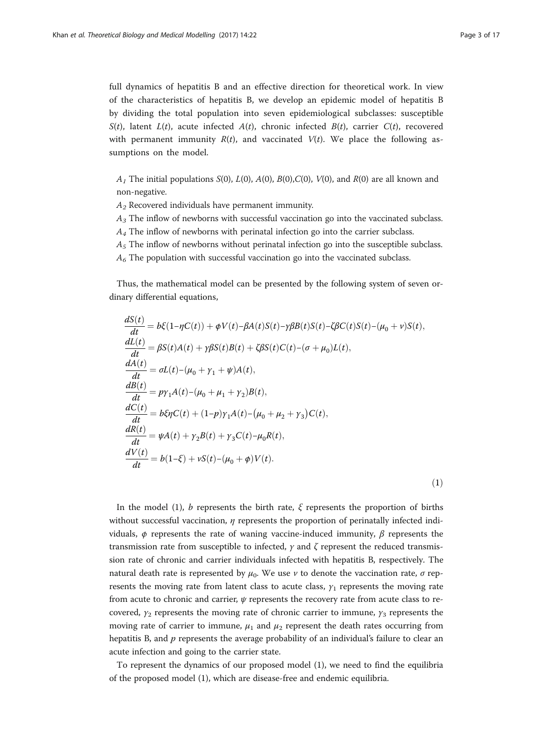full dynamics of hepatitis B and an effective direction for theoretical work. In view of the characteristics of hepatitis B, we develop an epidemic model of hepatitis B by dividing the total population into seven epidemiological subclasses: susceptible $S(t)$, latent $L(t)$, acute infected $A(t)$, chronic infected $B(t)$, carrier $C(t)$, recovered with permanent immunity $R(t)$, and vaccinated $V(t)$. We place the following assumptions on the model.

$A_1$ The initial populations $S(0)$, $L(0)$, $A(0)$, $B(0)$,$C(0)$, $V(0)$, and $R(0)$ are all known and non-negative.

$A_2$ Recovered individuals have permanent immunity.

$A_3$ The inflow of newborns with successful vaccination go into the vaccinated subclass.

$A_4$ The inflow of newborns with perinatal infection go into the carrier subclass.

$A_5$ The inflow of newborns without perinatal infection go into the susceptible subclass.

$A_6$ The population with successful vaccination go into the vaccinated subclass.

Thus, the mathematical model can be presented by the following system of seven ordinary differential equations,

$$
\begin{aligned}
\frac{dS(t)}{dt} &= b\xi(1-\eta C(t)) + \phi V(t) - \beta A(t)S(t) - \gamma\beta B(t)S(t) - \zeta\beta C(t)S(t) - (\mu_0 + \nu)S(t),\\
\frac{dL(t)}{dt} &= \beta S(t)A(t) + \gamma\beta S(t)B(t) + \zeta\beta S(t)C(t) - (\sigma + \mu_0)L(t),\\
\frac{dA(t)}{dt} &= \sigma L(t) - (\mu_0 + \gamma_1 + \psi)A(t),\\
\frac{dB(t)}{dt} &= p\gamma_1 A(t) - (\mu_0 + \mu_1 + \gamma_2)B(t),\\
\frac{dC(t)}{dt} &= b\xi\eta C(t) + (1-p)\gamma_1 A(t) - \left(\mu_0 + \mu_2 + \gamma_3\right)C(t),\\
\frac{dR(t)}{dt} &= \psi A(t) + \gamma_2 B(t) + \gamma_3 C(t) - \mu_0 R(t),\\
\frac{dV(t)}{dt} &= b(1-\xi) + \nu S(t) - (\mu_0 + \phi)V(t).
\end{aligned}
\tag{1}
$$

In the model (1), $b$ represents the birth rate, $\xi$ represents the proportion of births without successful vaccination, $\eta$ represents the proportion of perinatally infected individuals, $\phi$ represents the rate of waning vaccine-induced immunity, $\beta$ represents the transmission rate from susceptible to infected, $\gamma$ and $\zeta$ represent the reduced transmission rate of chronic and carrier individuals infected with hepatitis B, respectively. The natural death rate is represented by $\mu_0$. We use $\nu$ to denote the vaccination rate, $\sigma$ represents the moving rate from latent class to acute class, $\gamma_1$ represents the moving rate from acute to chronic and carrier, $\psi$ represents the recovery rate from acute class to recovered, $\gamma_2$ represents the moving rate of chronic carrier to immune, $\gamma_3$ represents the moving rate of carrier to immune, $\mu_1$ and $\mu_2$ represent the death rates occurring from hepatitis B, and $p$ represents the average probability of an individual's failure to clear an acute infection and going to the carrier state.

To represent the dynamics of our proposed model (1), we need to find the equilibria of the proposed model (1), which are disease-free and endemic equilibria.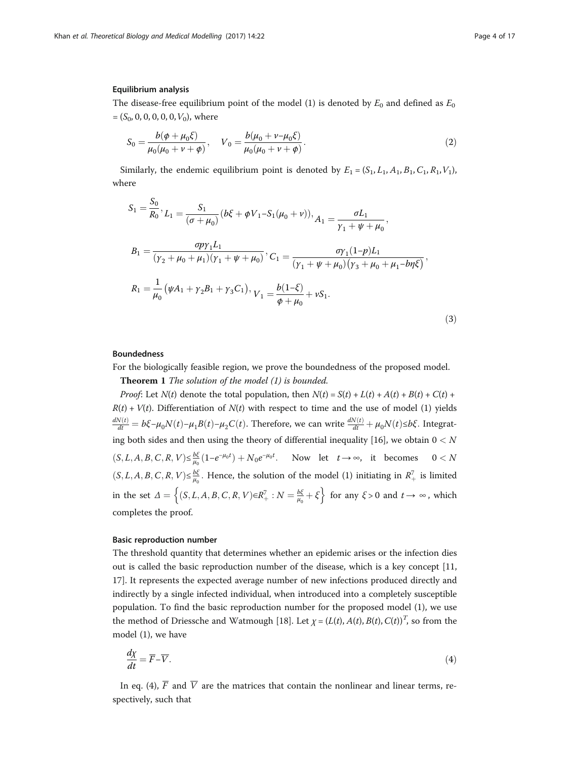### Equilibrium analysis

The disease-free equilibrium point of the model (1) is denoted by $E_0$ and defined as $E_0 = (S_0, 0, 0, 0, 0, 0, V_0)$, where

$$S_0 = \frac{b(\phi + \mu_0 \xi)}{\mu_0(\mu_0 + \nu + \phi)}, \quad V_0 = \frac{b(\mu_0 + \nu - \mu_0 \xi)}{\mu_0(\mu_0 + \nu + \phi)}. \tag{2}$$

Similarly, the endemic equilibrium point is denoted by $E_1 = (S_1, L_1, A_1, B_1, C_1, R_1, V_1)$, where

$$S_1 = \frac{S_0}{R_0}, L_1 = \frac{S_1}{(\sigma + \mu_0)}(b\xi + \phi V_1 - S_1(\mu_0 + \nu)), A_1 = \frac{\sigma L_1}{\gamma_1 + \psi + \mu_0},$$

$$B_1 = \frac{\sigma p \gamma_1 L_1}{(\gamma_2 + \mu_0 + \mu_1)(\gamma_1 + \psi + \mu_0)}, C_1 = \frac{\sigma \gamma_1 (1-p) L_1}{(\gamma_1 + \psi + \mu_0)(\gamma_3 + \mu_0 + \mu_1 - b\eta\xi)},$$

$$R_1 = \frac{1}{\mu_0}(\psi A_1 + \gamma_2 B_1 + \gamma_3 C_1), V_1 = \frac{b(1-\xi)}{\phi + \mu_0} + \nu S_1. \tag{3}$$

### Boundedness

For the biologically feasible region, we prove the boundedness of the proposed model.

**Theorem 1** *The solution of the model (1) is bounded.*

*Proof*: Let $N(t)$ denote the total population, then $N(t) = S(t) + L(t) + A(t) + B(t) + C(t) + R(t) + V(t)$. Differentiation of $N(t)$ with respect to time and the use of model (1) yields $\frac{dN(t)}{dt} = b\xi - \mu_0 N(t) - \mu_1 B(t) - \mu_2 C(t)$. Therefore, we can write $\frac{dN(t)}{dt} + \mu_0 N(t) \le b\xi$. Integrating both sides and then using the theory of differential inequality [16], we obtain $0 < N(S, L, A, B, C, R, V) \le \frac{b\xi}{\mu_0}(1 - e^{-\mu_0 t}) + N_0 e^{-\mu_0 t}$. Now let $t \to \infty$, it becomes $0 < N(S, L, A, B, C, R, V) \le \frac{b\xi}{\mu_0}$. Hence, the solution of the model (1) initiating in $R_+^7$ is limited in the set $\Delta = \left\{(S, L, A, B, C, R, V) \in R_+^7 : N = \frac{b\xi}{\mu_0} + \xi\right\}$ for any $\xi > 0$ and $t \to \infty$, which completes the proof.

### Basic reproduction number

The threshold quantity that determines whether an epidemic arises or the infection dies out is called the basic reproduction number of the disease, which is a key concept [11, 17]. It represents the expected average number of new infections produced directly and indirectly by a single infected individual, when introduced into a completely susceptible population. To find the basic reproduction number for the proposed model (1), we use the method of Driessche and Watmough [18]. Let $\chi = (L(t), A(t), B(t), C(t))^T$, so from the model (1), we have

$$\frac{d\chi}{dt} = \overline{F} - \overline{V}. \tag{4}$$

In eq. (4), $\overline{F}$ and $\overline{V}$ are the matrices that contain the nonlinear and linear terms, respectively, such that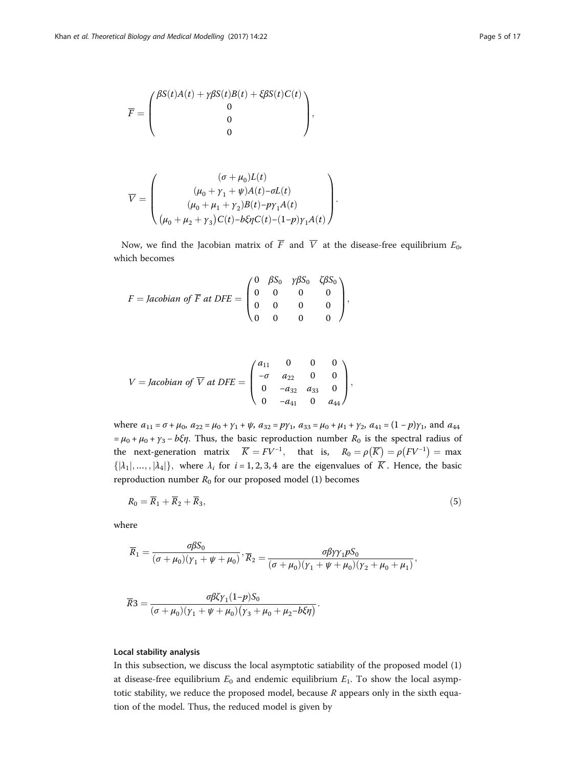$$\overline{F} = \begin{pmatrix} \beta S(t)A(t) + \gamma\beta S(t)B(t) + \xi\beta S(t)C(t) \\ 0 \\ 0 \\ 0 \end{pmatrix},$$

$$\overline{V} = \begin{pmatrix} (\sigma + \mu_0)L(t) \\ (\mu_0 + \gamma_1 + \psi)A(t) - \sigma L(t) \\ (\mu_0 + \mu_1 + \gamma_2)B(t) - p\gamma_1 A(t) \\ (\mu_0 + \mu_2 + \gamma_3)C(t) - b\xi\eta C(t) - (1-p)\gamma_1 A(t) \end{pmatrix}.$$

Now, we find the Jacobian matrix of $\overline{F}$ and $\overline{V}$ at the disease-free equilibrium $E_0$, which becomes

$$F = \text{Jacobian of } \overline{F} \text{ at DFE} = \begin{pmatrix} 0 & \beta S_0 & \gamma\beta S_0 & \zeta\beta S_0 \\ 0 & 0 & 0 & 0 \\ 0 & 0 & 0 & 0 \\ 0 & 0 & 0 & 0 \end{pmatrix},$$

$$V = \text{Jacobian of } \overline{V} \text{ at DFE} = \begin{pmatrix} a_{11} & 0 & 0 & 0 \\ -\sigma & a_{22} & 0 & 0 \\ 0 & -a_{32} & a_{33} & 0 \\ 0 & -a_{41} & 0 & a_{44} \end{pmatrix},$$

where $a_{11} = \sigma + \mu_0$, $a_{22} = \mu_0 + \gamma_1 + \psi$, $a_{32} = p\gamma_1$, $a_{33} = \mu_0 + \mu_1 + \gamma_2$, $a_{41} = (1-p)\gamma_1$, and $a_{44} = \mu_0 + \mu_0 + \gamma_3 - b\xi\eta$. Thus, the basic reproduction number $R_0$ is the spectral radius of the next-generation matrix $\overline{K} = FV^{-1}$, that is, $R_0 = \rho(\overline{K}) = \rho(FV^{-1}) = \max\{|\lambda_1|, \dots, |\lambda_4|\}$, where $\lambda_i$ for $i = 1, 2, 3, 4$ are the eigenvalues of $\overline{K}$. Hence, the basic reproduction number $R_0$ for our proposed model (1) becomes

$$R_0 = \overline{R}_1 + \overline{R}_2 + \overline{R}_3, \tag{5}$$

where

$$\overline{R}_1 = \frac{\sigma\beta S_0}{(\sigma + \mu_0)(\gamma_1 + \psi + \mu_0)}, \overline{R}_2 = \frac{\sigma\beta\gamma\gamma_1 p S_0}{(\sigma + \mu_0)(\gamma_1 + \psi + \mu_0)(\gamma_2 + \mu_0 + \mu_1)},$$

$$\overline{R}3 = \frac{\sigma\beta\zeta\gamma_1(1-p)S_0}{(\sigma + \mu_0)(\gamma_1 + \psi + \mu_0)(\gamma_3 + \mu_0 + \mu_2 - b\xi\eta)}.$$

#### Local stability analysis

In this subsection, we discuss the local asymptotic satiability of the proposed model (1) at disease-free equilibrium $E_0$ and endemic equilibrium $E_1$. To show the local asymptotic stability, we reduce the proposed model, because $R$ appears only in the sixth equation of the model. Thus, the reduced model is given by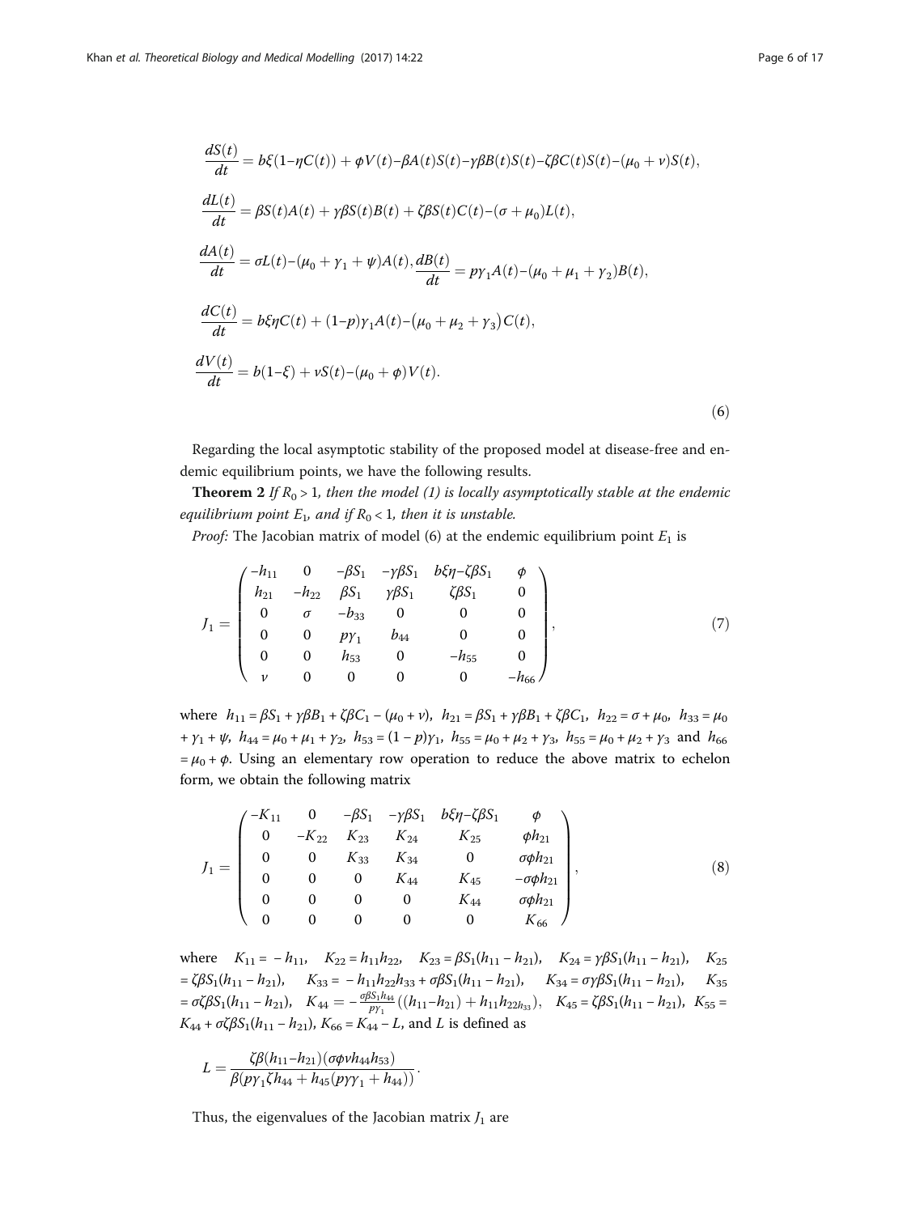$$
\begin{aligned}
\frac{dS(t)}{dt} &= b\xi(1-\eta C(t)) + \phi V(t) - \beta A(t)S(t) - \gamma\beta B(t)S(t) - \zeta\beta C(t)S(t) - (\mu_0 + \nu)S(t), \\
\frac{dL(t)}{dt} &= \beta S(t)A(t) + \gamma\beta S(t)B(t) + \zeta\beta S(t)C(t) - (\sigma + \mu_0)L(t), \\
\frac{dA(t)}{dt} &= \sigma L(t) - (\mu_0 + \gamma_1 + \psi)A(t), \frac{dB(t)}{dt} = p\gamma_1 A(t) - (\mu_0 + \mu_1 + \gamma_2)B(t), \\
\frac{dC(t)}{dt} &= b\xi\eta C(t) + (1-p)\gamma_1 A(t) - (\mu_0 + \mu_2 + \gamma_3)C(t), \\
\frac{dV(t)}{dt} &= b(1-\xi) + \nu S(t) - (\mu_0 + \phi)V(t).
\end{aligned}
\tag{6}
$$

Regarding the local asymptotic stability of the proposed model at disease-free and endemic equilibrium points, we have the following results.

**Theorem 2** *If $R_0 > 1$, then the model (1) is locally asymptotically stable at the endemic equilibrium point $E_1$, and if $R_0 < 1$, then it is unstable.*

*Proof:* The Jacobian matrix of model (6) at the endemic equilibrium point $E_1$ is

$$
J_1 = \begin{pmatrix}
-h_{11} & 0 & -\beta S_1 & -\gamma\beta S_1 & b\xi\eta - \zeta\beta S_1 & \phi \\
h_{21} & -h_{22} & \beta S_1 & \gamma\beta S_1 & \zeta\beta S_1 & 0 \\
0 & \sigma & -b_{33} & 0 & 0 & 0 \\
0 & 0 & p\gamma_1 & b_{44} & 0 & 0 \\
0 & 0 & h_{53} & 0 & -h_{55} & 0 \\
\nu & 0 & 0 & 0 & 0 & -h_{66}
\end{pmatrix},
\tag{7}
$$

where $h_{11} = \beta S_1 + \gamma\beta B_1 + \zeta\beta C_1 - (\mu_0 + \nu)$, $h_{21} = \beta S_1 + \gamma\beta B_1 + \zeta\beta C_1$, $h_{22} = \sigma + \mu_0$, $h_{33} = \mu_0 + \gamma_1 + \psi$, $h_{44} = \mu_0 + \mu_1 + \gamma_2$, $h_{53} = (1-p)\gamma_1$, $h_{55} = \mu_0 + \mu_2 + \gamma_3$, $h_{55} = \mu_0 + \mu_2 + \gamma_3$ and $h_{66} = \mu_0 + \phi$. Using an elementary row operation to reduce the above matrix to echelon form, we obtain the following matrix

$$
J_1 = \begin{pmatrix}
-K_{11} & 0 & -\beta S_1 & -\gamma\beta S_1 & b\xi\eta - \zeta\beta S_1 & \phi \\
0 & -K_{22} & K_{23} & K_{24} & K_{25} & \phi h_{21} \\
0 & 0 & K_{33} & K_{34} & 0 & \sigma\phi h_{21} \\
0 & 0 & 0 & K_{44} & K_{45} & -\sigma\phi h_{21} \\
0 & 0 & 0 & 0 & K_{44} & \sigma\phi h_{21} \\
0 & 0 & 0 & 0 & 0 & K_{66}
\end{pmatrix},
\tag{8}
$$

where $K_{11} = -h_{11}$, $K_{22} = h_{11}h_{22}$, $K_{23} = \beta S_1(h_{11} - h_{21})$, $K_{24} = \gamma\beta S_1(h_{11} - h_{21})$, $K_{25} = \zeta\beta S_1(h_{11} - h_{21})$, $K_{33} = -h_{11}h_{22}h_{33} + \sigma\beta S_1(h_{11} - h_{21})$, $K_{34} = \sigma\gamma\beta S_1(h_{11} - h_{21})$, $K_{35} = \sigma\zeta\beta S_1(h_{11} - h_{21})$, $K_{44} = -\frac{\sigma\beta S_1 h_{44}}{p\gamma_1}((h_{11} - h_{21}) + h_{11}h_{22h_{33}})$, $K_{45} = \zeta\beta S_1(h_{11} - h_{21})$, $K_{55} = K_{44} + \sigma\zeta\beta S_1(h_{11} - h_{21})$, $K_{66} = K_{44} - L$, and $L$ is defined as

$$
L = \frac{\zeta\beta(h_{11} - h_{21})(\sigma\phi\nu h_{44}h_{53})}{\beta(p\gamma_1\zeta h_{44} + h_{45}(p\gamma\gamma_1 + h_{44}))}.
$$

Thus, the eigenvalues of the Jacobian matrix $J_1$ are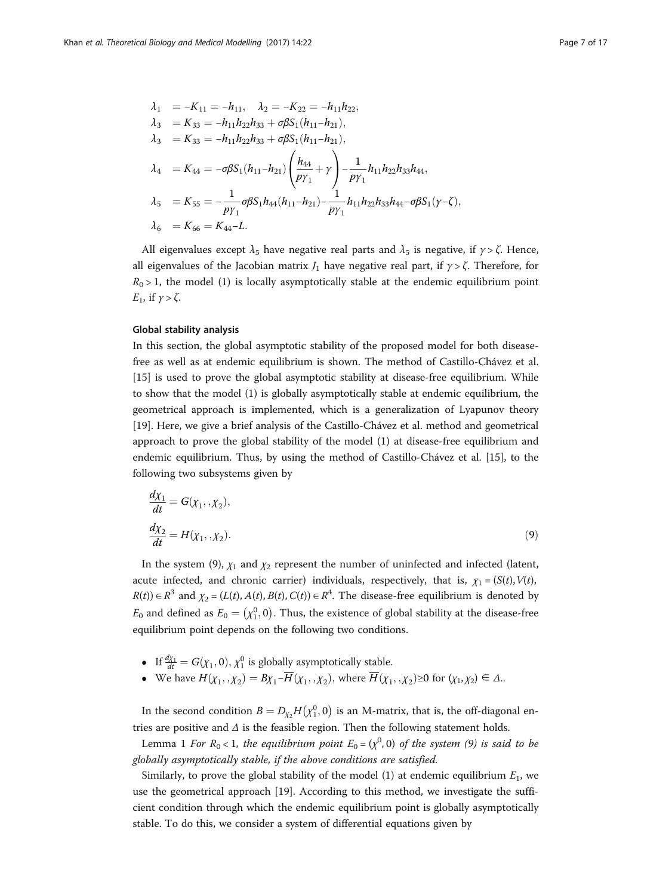$$
\begin{aligned}
\lambda_1 &= -K_{11} = -h_{11}, \quad \lambda_2 = -K_{22} = -h_{11}h_{22}, \\
\lambda_3 &= K_{33} = -h_{11}h_{22}h_{33} + \sigma\beta S_1(h_{11} - h_{21}), \\
\lambda_3 &= K_{33} = -h_{11}h_{22}h_{33} + \sigma\beta S_1(h_{11} - h_{21}), \\
\lambda_4 &= K_{44} = -\sigma\beta S_1(h_{11} - h_{21})\left(\frac{h_{44}}{p\gamma_1} + \gamma\right) - \frac{1}{p\gamma_1}h_{11}h_{22}h_{33}h_{44}, \\
\lambda_5 &= K_{55} = -\frac{1}{p\gamma_1}\sigma\beta S_1 h_{44}(h_{11} - h_{21}) - \frac{1}{p\gamma_1}h_{11}h_{22}h_{33}h_{44} - \sigma\beta S_1(\gamma - \zeta), \\
\lambda_6 &= K_{66} = K_{44} - L.
\end{aligned}
$$

All eigenvalues except $\lambda_5$ have negative real parts and $\lambda_5$ is negative, if $\gamma > \zeta$. Hence, all eigenvalues of the Jacobian matrix $J_1$ have negative real part, if $\gamma > \zeta$. Therefore, for $R_0 > 1$, the model (1) is locally asymptotically stable at the endemic equilibrium point $E_1$, if $\gamma > \zeta$.

### Global stability analysis

In this section, the global asymptotic stability of the proposed model for both disease-free as well as at endemic equilibrium is shown. The method of Castillo-Chávez et al. [15] is used to prove the global asymptotic stability at disease-free equilibrium. While to show that the model (1) is globally asymptotically stable at endemic equilibrium, the geometrical approach is implemented, which is a generalization of Lyapunov theory [19]. Here, we give a brief analysis of the Castillo-Chávez et al. method and geometrical approach to prove the global stability of the model (1) at disease-free equilibrium and endemic equilibrium. Thus, by using the method of Castillo-Chávez et al. [15], to the following two subsystems given by

$$
\begin{aligned}
\frac{d\chi_1}{dt} &= G(\chi_1, , \chi_2), \\
\frac{d\chi_2}{dt} &= H(\chi_1, , \chi_2).
\end{aligned} \tag{9}
$$

In the system (9), $\chi_1$ and $\chi_2$ represent the number of uninfected and infected (latent, acute infected, and chronic carrier) individuals, respectively, that is, $\chi_1 = (S(t), V(t), R(t)) \in R^3$ and $\chi_2 = (L(t), A(t), B(t), C(t)) \in R^4$. The disease-free equilibrium is denoted by $E_0$ and defined as $E_0 = (\chi_1^0, 0)$. Thus, the existence of global stability at the disease-free equilibrium point depends on the following two conditions.

- If $\frac{d\chi_1}{dt} = G(\chi_1, 0)$, $\chi_1^0$ is globally asymptotically stable.
- We have $H(\chi_1, , \chi_2) = B\chi_1 - \overline{H}(\chi_1, , \chi_2)$, where $\overline{H}(\chi_1, , \chi_2) \geq 0$ for $(\chi_1, \chi_2) \in \Delta$..

In the second condition $B = D_{\chi_2}H(\chi_1^0, 0)$ is an M-matrix, that is, the off-diagonal entries are positive and $\Delta$ is the feasible region. Then the following statement holds.

Lemma 1 *For $R_0 < 1$, the equilibrium point $E_0 = (\chi^0, 0)$ of the system (9) is said to be globally asymptotically stable, if the above conditions are satisfied.*

Similarly, to prove the global stability of the model (1) at endemic equilibrium $E_1$, we use the geometrical approach [19]. According to this method, we investigate the sufficient condition through which the endemic equilibrium point is globally asymptotically stable. To do this, we consider a system of differential equations given by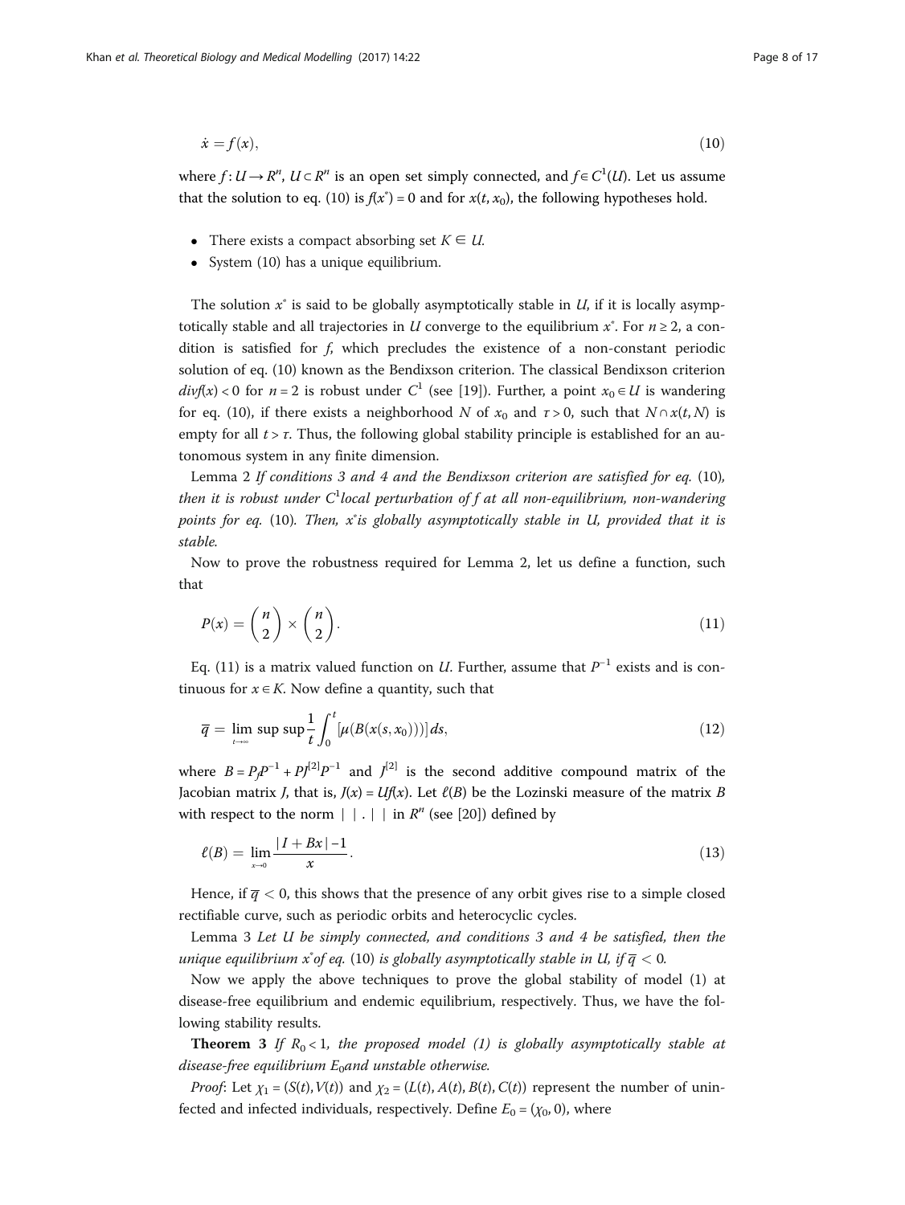$$\dot{x} = f(x), \tag{10}$$

where $f: U \to R^n$, $U \subset R^n$ is an open set simply connected, and $f \in C^1(U)$. Let us assume that the solution to eq. (10) is $f(x^*) = 0$ and for $x(t, x_0)$, the following hypotheses hold.

- There exists a compact absorbing set $K \in U$.
- System (10) has a unique equilibrium.

The solution $x^*$ is said to be globally asymptotically stable in $U$, if it is locally asymptotically stable and all trajectories in $U$ converge to the equilibrium $x^*$. For $n \geq 2$, a condition is satisfied for $f$, which precludes the existence of a non-constant periodic solution of eq. (10) known as the Bendixson criterion. The classical Bendixson criterion $divf(x) < 0$ for $n = 2$ is robust under $C^1$ (see [19]). Further, a point $x_0 \in U$ is wandering for eq. (10), if there exists a neighborhood $N$ of $x_0$ and $\tau > 0$, such that $N \cap x(t, N)$ is empty for all $t > \tau$. Thus, the following global stability principle is established for an autonomous system in any finite dimension.

Lemma 2 *If conditions 3 and 4 and the Bendixson criterion are satisfied for eq.* (10)*, then it is robust under $C^1$local perturbation of f at all non-equilibrium, non-wandering points for eq.* (10)*. Then, $x^*$is globally asymptotically stable in U, provided that it is stable.*

Now to prove the robustness required for Lemma 2, let us define a function, such that

$$P(x) = \binom{n}{2} \times \binom{n}{2}. \tag{11}$$

Eq. (11) is a matrix valued function on $U$. Further, assume that $P^{-1}$ exists and is continuous for $x \in K$. Now define a quantity, such that

$$\overline{q} = \lim_{t \to \infty} \sup \sup \frac{1}{t} \int_0^t [\mu(B(x(s, x_0)))] ds, \tag{12}$$

where $B = P_f P^{-1} + PJ^{[2]}P^{-1}$ and $J^{[2]}$ is the second additive compound matrix of the Jacobian matrix $J$, that is, $J(x) = Uf(x)$. Let $\ell(B)$ be the Lozinski measure of the matrix $B$ with respect to the norm $|\,|.|\,|$ in $R^n$ (see [20]) defined by

$$\ell(B) = \lim_{x \to 0} \frac{|I + Bx| - 1}{x}. \tag{13}$$

Hence, if $\overline{q} < 0$, this shows that the presence of any orbit gives rise to a simple closed rectifiable curve, such as periodic orbits and heterocyclic cycles.

Lemma 3 *Let U be simply connected, and conditions 3 and 4 be satisfied, then the unique equilibrium $x^*$of eq.* (10) *is globally asymptotically stable in U, if $\overline{q} < 0$.*

Now we apply the above techniques to prove the global stability of model (1) at disease-free equilibrium and endemic equilibrium, respectively. Thus, we have the following stability results.

**Theorem 3** *If $R_0 < 1$, the proposed model (1) is globally asymptotically stable at disease-free equilibrium $E_0$and unstable otherwise.*

*Proof*: Let $\chi_1 = (S(t), V(t))$ and $\chi_2 = (L(t), A(t), B(t), C(t))$ represent the number of uninfected and infected individuals, respectively. Define $E_0 = (\chi_0, 0)$, where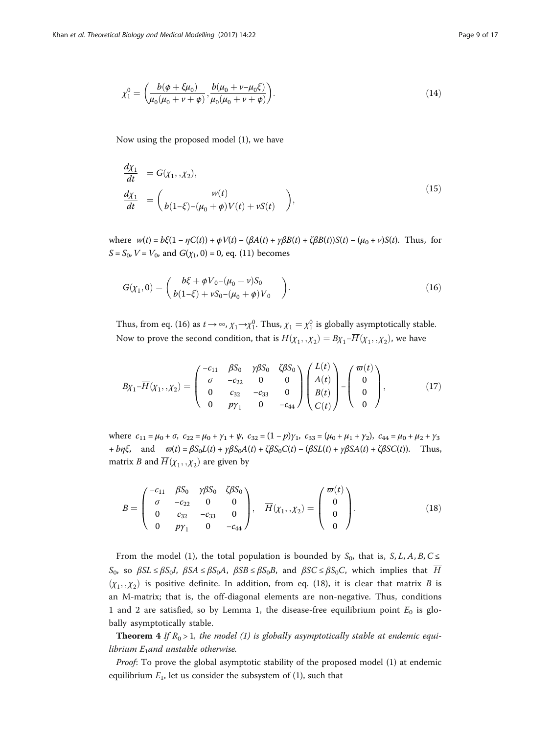$$\chi_1^0 = \left( \frac{b(\phi + \xi\mu_0)}{\mu_0(\mu_0 + \nu + \phi)}, \frac{b(\mu_0 + \nu - \mu_0\xi)}{\mu_0(\mu_0 + \nu + \phi)} \right). \tag{14}$$

Now using the proposed model (1), we have

$$\begin{aligned}
\frac{d\chi_1}{dt} &= G(\chi_1, , \chi_2), \\
\frac{d\chi_1}{dt} &= \begin{pmatrix} w(t) \\ b(1-\xi) - (\mu_0 + \phi)V(t) + \nu S(t) \end{pmatrix},
\end{aligned} \tag{15}$$

where $w(t) = b\xi(1 - \eta C(t)) + \phi V(t) - (\beta A(t) + \gamma\beta B(t) + \zeta\beta B(t))S(t) - (\mu_0 + \nu)S(t)$. Thus, for $S = S_0$, $V = V_0$, and $G(\chi_1, 0) = 0$, eq. (11) becomes

$$G(\chi_1, 0) = \begin{pmatrix} b\xi + \phi V_0 - (\mu_0 + \nu)S_0 \\ b(1-\xi) + \nu S_0 - (\mu_0 + \phi)V_0 \end{pmatrix}. \tag{16}$$

Thus, from eq. (16) as $t \to \infty$, $\chi_1 \to \chi_1^0$. Thus, $\chi_1 = \chi_1^0$ is globally asymptotically stable.

Now to prove the second condition, that is $H(\chi_1, , \chi_2) = B\chi_1 - \overline{H}(\chi_1, , \chi_2)$, we have

$$B\chi_1 - \overline{H}(\chi_1, , \chi_2) = \begin{pmatrix} -c_{11} & \beta S_0 & \gamma\beta S_0 & \zeta\beta S_0 \\ \sigma & -c_{22} & 0 & 0 \\ 0 & c_{32} & -c_{33} & 0 \\ 0 & p\gamma_1 & 0 & -c_{44} \end{pmatrix} \begin{pmatrix} L(t) \\ A(t) \\ B(t) \\ C(t) \end{pmatrix} - \begin{pmatrix} \varpi(t) \\ 0 \\ 0 \\ 0 \end{pmatrix}, \tag{17}$$

where $c_{11} = \mu_0 + \sigma$, $c_{22} = \mu_0 + \gamma_1 + \psi$, $c_{32} = (1 - p)\gamma_1$, $c_{33} = (\mu_0 + \mu_1 + \gamma_2)$, $c_{44} = \mu_0 + \mu_2 + \gamma_3 + b\eta\xi$, and $\varpi(t) = \beta S_0 L(t) + \gamma\beta S_0 A(t) + \zeta\beta S_0 C(t) - (\beta S L(t) + \gamma\beta S A(t) + \zeta\beta S C(t))$. Thus, matrix $B$ and $\overline{H}(\chi_1, , \chi_2)$ are given by

$$B = \begin{pmatrix} -c_{11} & \beta S_0 & \gamma\beta S_0 & \zeta\beta S_0 \\ \sigma & -c_{22} & 0 & 0 \\ 0 & c_{32} & -c_{33} & 0 \\ 0 & p\gamma_1 & 0 & -c_{44} \end{pmatrix}, \quad \overline{H}(\chi_1, , \chi_2) = \begin{pmatrix} \varpi(t) \\ 0 \\ 0 \\ 0 \end{pmatrix}. \tag{18}$$

From the model (1), the total population is bounded by $S_0$, that is, $S, L, A, B, C \leq S_0$, so $\beta SL \leq \beta S_0 I$, $\beta SA \leq \beta S_0 A$, $\beta SB \leq \beta S_0 B$, and $\beta SC \leq \beta S_0 C$, which implies that $\overline{H}(\chi_1, , \chi_2)$ is positive definite. In addition, from eq. (18), it is clear that matrix $B$ is an M-matrix; that is, the off-diagonal elements are non-negative. Thus, conditions 1 and 2 are satisfied, so by Lemma 1, the disease-free equilibrium point $E_0$ is globally asymptotically stable.

**Theorem 4** *If $R_0 > 1$, the model (1) is globally asymptotically stable at endemic equilibrium $E_1$and unstable otherwise.*

*Proof*: To prove the global asymptotic stability of the proposed model (1) at endemic equilibrium $E_1$, let us consider the subsystem of (1), such that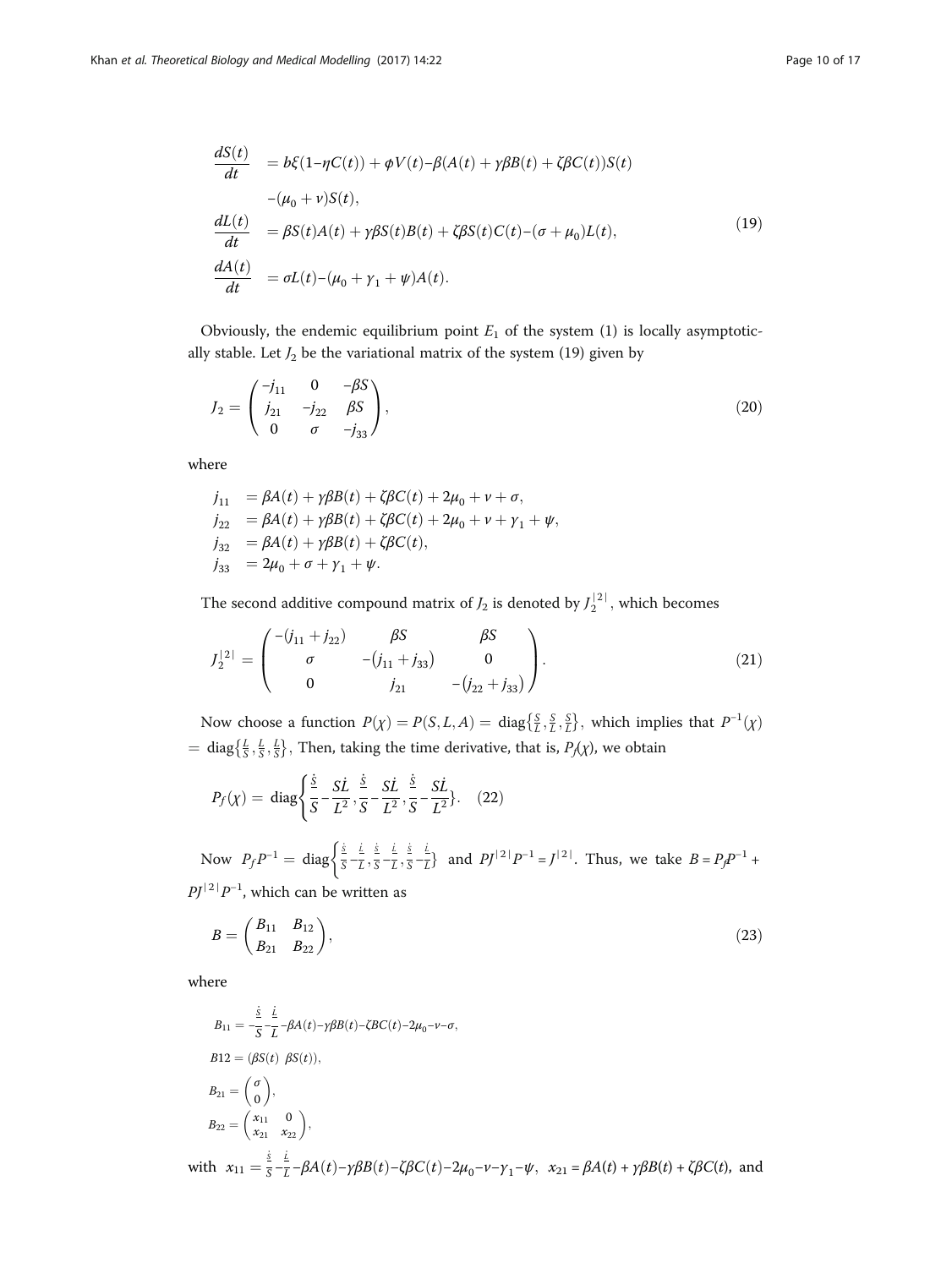$$
\begin{aligned}
\frac{dS(t)}{dt} &= b\xi(1-\eta C(t)) + \phi V(t) - \beta(A(t) + \gamma\beta B(t) + \zeta\beta C(t))S(t) \\
&\quad -(\mu_0 + \nu)S(t), \\
\frac{dL(t)}{dt} &= \beta S(t)A(t) + \gamma\beta S(t)B(t) + \zeta\beta S(t)C(t) - (\sigma + \mu_0)L(t), \\
\frac{dA(t)}{dt} &= \sigma L(t) - (\mu_0 + \gamma_1 + \psi)A(t).
\end{aligned}
\tag{19}
$$

Obviously, the endemic equilibrium point $E_1$ of the system (1) is locally asymptotically stable. Let $J_2$ be the variational matrix of the system (19) given by

$$
J_2 = \begin{pmatrix} -j_{11} & 0 & -\beta S \\ j_{21} & -j_{22} & \beta S \\ 0 & \sigma & -j_{33} \end{pmatrix},
\tag{20}
$$

where

$$
\begin{aligned}
j_{11} &= \beta A(t) + \gamma\beta B(t) + \zeta\beta C(t) + 2\mu_0 + \nu + \sigma, \\
j_{22} &= \beta A(t) + \gamma\beta B(t) + \zeta\beta C(t) + 2\mu_0 + \nu + \gamma_1 + \psi, \\
j_{32} &= \beta A(t) + \gamma\beta B(t) + \zeta\beta C(t), \\
j_{33} &= 2\mu_0 + \sigma + \gamma_1 + \psi.
\end{aligned}
$$

The second additive compound matrix of $J_2$ is denoted by $J_2^{|2|}$, which becomes

$$
J_2^{|2|} = \begin{pmatrix} -(j_{11} + j_{22}) & \beta S & \beta S \\ \sigma & -(j_{11} + j_{33}) & 0 \\ 0 & j_{21} & -(j_{22} + j_{33}) \end{pmatrix}.
\tag{21}
$$

Now choose a function $P(\chi) = P(S, L, A) = \text{diag}\{\frac{S}{L}, \frac{S}{L}, \frac{S}{L}\}$, which implies that $P^{-1}(\chi) = \text{diag}\{\frac{L}{S}, \frac{L}{S}, \frac{L}{S}\}$, Then, taking the time derivative, that is, $P_f(\chi)$, we obtain

$$
P_f(\chi) = \text{diag}\left\{\frac{\dot{S}}{S} - \frac{S\dot{L}}{L^2}, \frac{\dot{S}}{S} - \frac{S\dot{L}}{L^2}, \frac{\dot{S}}{S} - \frac{S\dot{L}}{L^2}\right\}. \tag{22}
$$

Now $P_f P^{-1} = \text{diag}\left\{\frac{\dot{S}}{S} - \frac{\dot{L}}{L}, \frac{\dot{S}}{S} - \frac{\dot{L}}{L}, \frac{\dot{S}}{S} - \frac{\dot{L}}{L}\right\}$ and $PJ^{|2|}P^{-1} = J^{|2|}$. Thus, we take $B = P_f P^{-1} + PJ^{|2|}P^{-1}$, which can be written as

$$
B = \begin{pmatrix} B_{11} & B_{12} \\ B_{21} & B_{22} \end{pmatrix},
\tag{23}
$$

where

$$
\begin{aligned}
B_{11} &= -\frac{\dot{S}}{S} - \frac{\dot{L}}{L} - \beta A(t) - \gamma\beta B(t) - \zeta BC(t) - 2\mu_0 - \nu - \sigma, \\
B12 &= (\beta S(t) \;\; \beta S(t)), \\
B_{21} &= \begin{pmatrix} \sigma \\ 0 \end{pmatrix}, \\
B_{22} &= \begin{pmatrix} x_{11} & 0 \\ x_{21} & x_{22} \end{pmatrix},
\end{aligned}
$$

with $x_{11} = \frac{\dot{S}}{S} - \frac{\dot{L}}{L} - \beta A(t) - \gamma\beta B(t) - \zeta\beta C(t) - 2\mu_0 - \nu - \gamma_1 - \psi$, $x_{21} = \beta A(t) + \gamma\beta B(t) + \zeta\beta C(t)$, and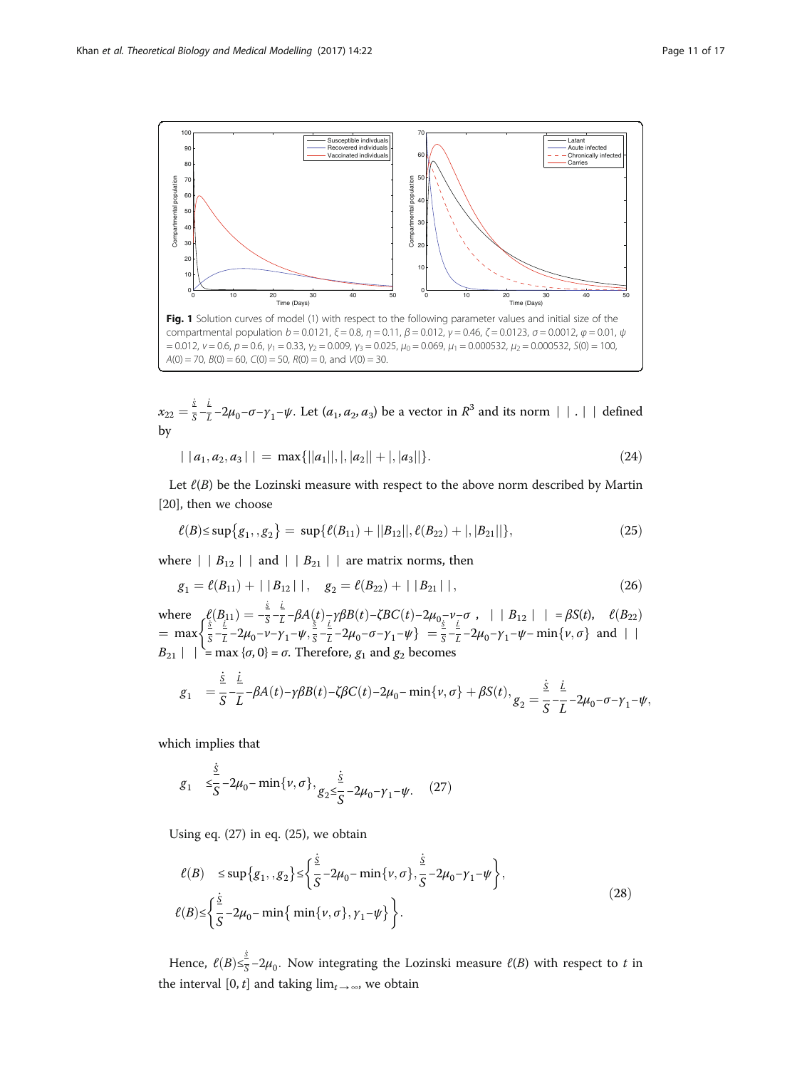**Fig. 1** Solution curves of model (1) with respect to the following parameter values and initial size of the compartmental population $b = 0.0121$, $\xi = 0.8$, $\eta = 0.11$, $\beta = 0.012$, $\gamma = 0.46$, $\zeta = 0.0123$, $\sigma = 0.0012$, $\varphi = 0.01$, $\psi = 0.012$, $\nu = 0.6$, $p = 0.6$, $\gamma_1 = 0.33$, $\gamma_2 = 0.009$, $\gamma_3 = 0.025$, $\mu_0 = 0.069$, $\mu_1 = 0.000532$, $\mu_2 = 0.000532$, $S(0) = 100$, $A(0) = 70$, $B(0) = 60$, $C(0) = 50$, $R(0) = 0$, and $V(0) = 30$.

$x_{22} = \frac{\dot{S}}{S} - \frac{\dot{L}}{L} - 2\mu_0 - \sigma - \gamma_1 - \psi$. Let $(a_1, a_2, a_3)$ be a vector in $R^3$ and its norm $||.||$ defined by

$$||a_1, a_2, a_3|| = \max\{||a_1||, |, |a_2|| + |, |a_3||\}. \tag{24}$$

Let $\ell(B)$ be the Lozinski measure with respect to the above norm described by Martin [20], then we choose

$$\ell(B) \leq \sup\{g_1, , g_2\} = \sup\{\ell(B_{11}) + ||B_{12}||, \ell(B_{22}) + |, |B_{21}||\}, \tag{25}$$

where $||B_{12}||$ and $||B_{21}||$ are matrix norms, then

$$g_1 = \ell(B_{11}) + ||B_{12}||, \quad g_2 = \ell(B_{22}) + ||B_{21}||, \tag{26}$$

where $\ell(B_{11}) = -\frac{\dot{S}}{S} - \frac{\dot{L}}{L} - \beta A(t) - \gamma\beta B(t) - \zeta BC(t) - 2\mu_0 - \nu - \sigma$, $||B_{12}|| = \beta S(t)$, $\ell(B_{22}) = \max\left\{\frac{\dot{S}}{S} - \frac{\dot{L}}{L} - 2\mu_0 - \nu - \gamma_1 - \psi, \frac{\dot{S}}{S} - \frac{\dot{L}}{L} - 2\mu_0 - \sigma - \gamma_1 - \psi\right\} = \frac{\dot{S}}{S} - \frac{\dot{L}}{L} - 2\mu_0 - \gamma_1 - \psi - \min\{\nu, \sigma\}$ and $||B_{21}|| = \max\{\sigma, 0\} = \sigma$. Therefore, $g_1$ and $g_2$ becomes

$$g_1 = \frac{\dot{S}}{S} - \frac{\dot{L}}{L} - \beta A(t) - \gamma\beta B(t) - \zeta\beta C(t) - 2\mu_0 - \min\{\nu, \sigma\} + \beta S(t), \quad g_2 = \frac{\dot{S}}{S} - \frac{\dot{L}}{L} - 2\mu_0 - \sigma - \gamma_1 - \psi,$$

which implies that

$$g_1 \leq \frac{\dot{S}}{S} - 2\mu_0 - \min\{\nu, \sigma\}, \quad g_2 \leq \frac{\dot{S}}{S} - 2\mu_0 - \gamma_1 - \psi. \tag{27}$$

Using eq. (27) in eq. (25), we obtain

$$\begin{aligned} \ell(B) &\leq \sup\{g_1, , g_2\} \leq \left\{\frac{\dot{S}}{S} - 2\mu_0 - \min\{\nu, \sigma\}, \frac{\dot{S}}{S} - 2\mu_0 - \gamma_1 - \psi\right\}, \\ \ell(B) &\leq \left\{\frac{\dot{S}}{S} - 2\mu_0 - \min\{\min\{\nu, \sigma\}, \gamma_1 - \psi\}\right\}. \end{aligned} \tag{28}$$

Hence, $\ell(B) \leq \frac{\dot{S}}{S} - 2\mu_0$. Now integrating the Lozinski measure $\ell(B)$ with respect to $t$ in the interval $[0, t]$ and taking $\lim_{t \to \infty}$, we obtain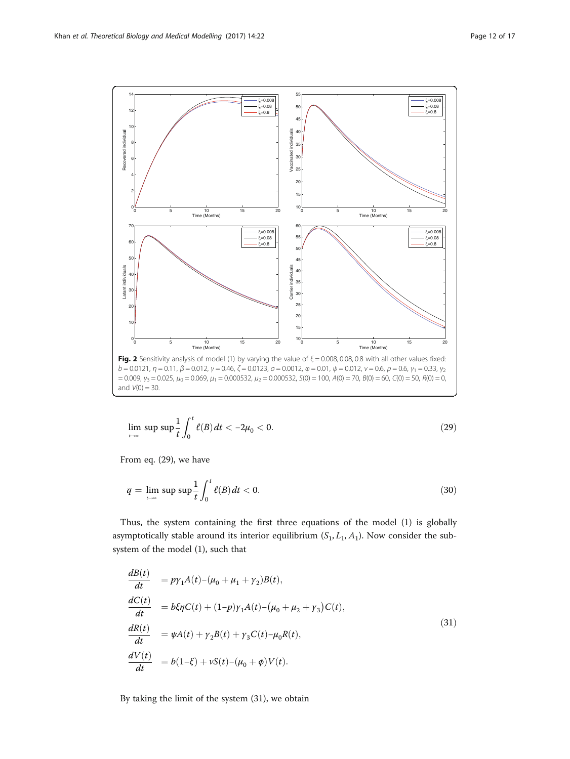**Fig. 2** Sensitivity analysis of model (1) by varying the value of $\xi = 0.008, 0.08, 0.8$ with all other values fixed: $b = 0.0121$, $\eta = 0.11$, $\beta = 0.012$, $\gamma = 0.46$, $\zeta = 0.0123$, $\sigma = 0.0012$, $\varphi = 0.01$, $\psi = 0.012$, $v = 0.6$, $p = 0.6$, $\gamma_1 = 0.33$, $\gamma_2 = 0.009$, $\gamma_3 = 0.025$, $\mu_0 = 0.069$, $\mu_1 = 0.000532$, $\mu_2 = 0.000532$, $S(0) = 100$, $A(0) = 70$, $B(0) = 60$, $C(0) = 50$, $R(0) = 0$, and $V(0) = 30$.

$$\lim_{t\to\infty} \sup \sup \frac{1}{t}\int_0^t \ell(B)\,dt < -2\mu_0 < 0. \tag{29}$$

From eq. (29), we have

$$\overline{q} = \lim_{t\to\infty} \sup \sup \frac{1}{t}\int_0^t \ell(B)\,dt < 0. \tag{30}$$

Thus, the system containing the first three equations of the model (1) is globally asymptotically stable around its interior equilibrium $(S_1, L_1, A_1)$. Now consider the sub-system of the model (1), such that

$$\begin{aligned}
\frac{dB(t)}{dt} &= p\gamma_1 A(t) - (\mu_0 + \mu_1 + \gamma_2)B(t),\\
\frac{dC(t)}{dt} &= b\xi\eta C(t) + (1-p)\gamma_1 A(t) - (\mu_0 + \mu_2 + \gamma_3)C(t),\\
\frac{dR(t)}{dt} &= \psi A(t) + \gamma_2 B(t) + \gamma_3 C(t) - \mu_0 R(t),\\
\frac{dV(t)}{dt} &= b(1-\xi) + vS(t) - (\mu_0 + \phi)V(t).
\end{aligned} \tag{31}$$

By taking the limit of the system (31), we obtain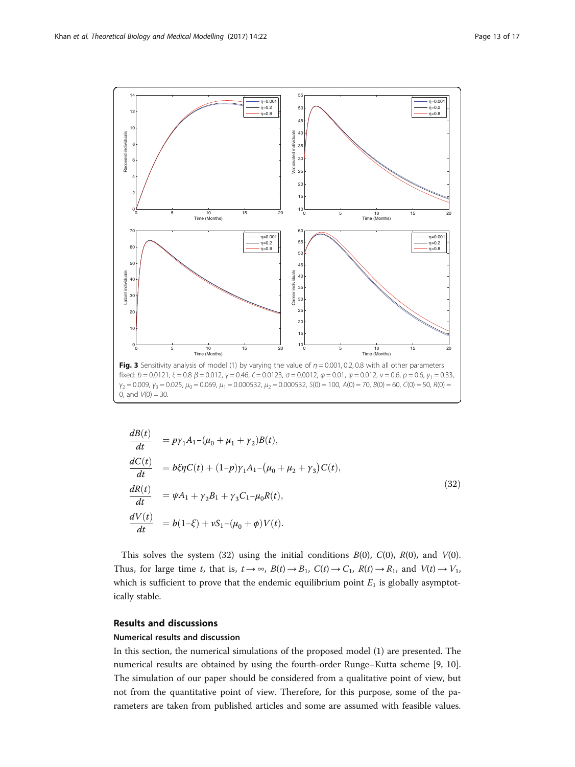**Fig. 3** Sensitivity analysis of model (1) by varying the value of $\eta = 0.001, 0.2, 0.8$ with all other parameters fixed: $b = 0.0121$, $\xi = 0.8$ $\beta = 0.012$, $\gamma = 0.46$, $\zeta = 0.0123$, $\sigma = 0.0012$, $\varphi = 0.01$, $\psi = 0.012$, $v = 0.6$, $p = 0.6$, $\gamma_1 = 0.33$, $\gamma_2 = 0.009$, $\gamma_3 = 0.025$, $\mu_0 = 0.069$, $\mu_1 = 0.000532$, $\mu_2 = 0.000532$, $S(0) = 100$, $A(0) = 70$, $B(0) = 60$, $C(0) = 50$, $R(0) = 0$, and $V(0) = 30$.

$$
\begin{aligned}
\frac{dB(t)}{dt} &= p\gamma_1 A_1 - (\mu_0 + \mu_1 + \gamma_2)B(t), \\
\frac{dC(t)}{dt} &= b\xi\eta C(t) + (1-p)\gamma_1 A_1 - (\mu_0 + \mu_2 + \gamma_3)C(t), \\
\frac{dR(t)}{dt} &= \psi A_1 + \gamma_2 B_1 + \gamma_3 C_1 - \mu_0 R(t), \\
\frac{dV(t)}{dt} &= b(1-\xi) + vS_1 - (\mu_0 + \phi)V(t).
\end{aligned}
\tag{32}
$$

This solves the system (32) using the initial conditions $B(0)$, $C(0)$, $R(0)$, and $V(0)$. Thus, for large time $t$, that is, $t \to \infty$, $B(t) \to B_1$, $C(t) \to C_1$, $R(t) \to R_1$, and $V(t) \to V_1$, which is sufficient to prove that the endemic equilibrium point $E_1$ is globally asymptotically stable.

## Results and discussions

### Numerical results and discussion

In this section, the numerical simulations of the proposed model (1) are presented. The numerical results are obtained by using the fourth-order Runge–Kutta scheme [9, 10]. The simulation of our paper should be considered from a qualitative point of view, but not from the quantitative point of view. Therefore, for this purpose, some of the parameters are taken from published articles and some are assumed with feasible values.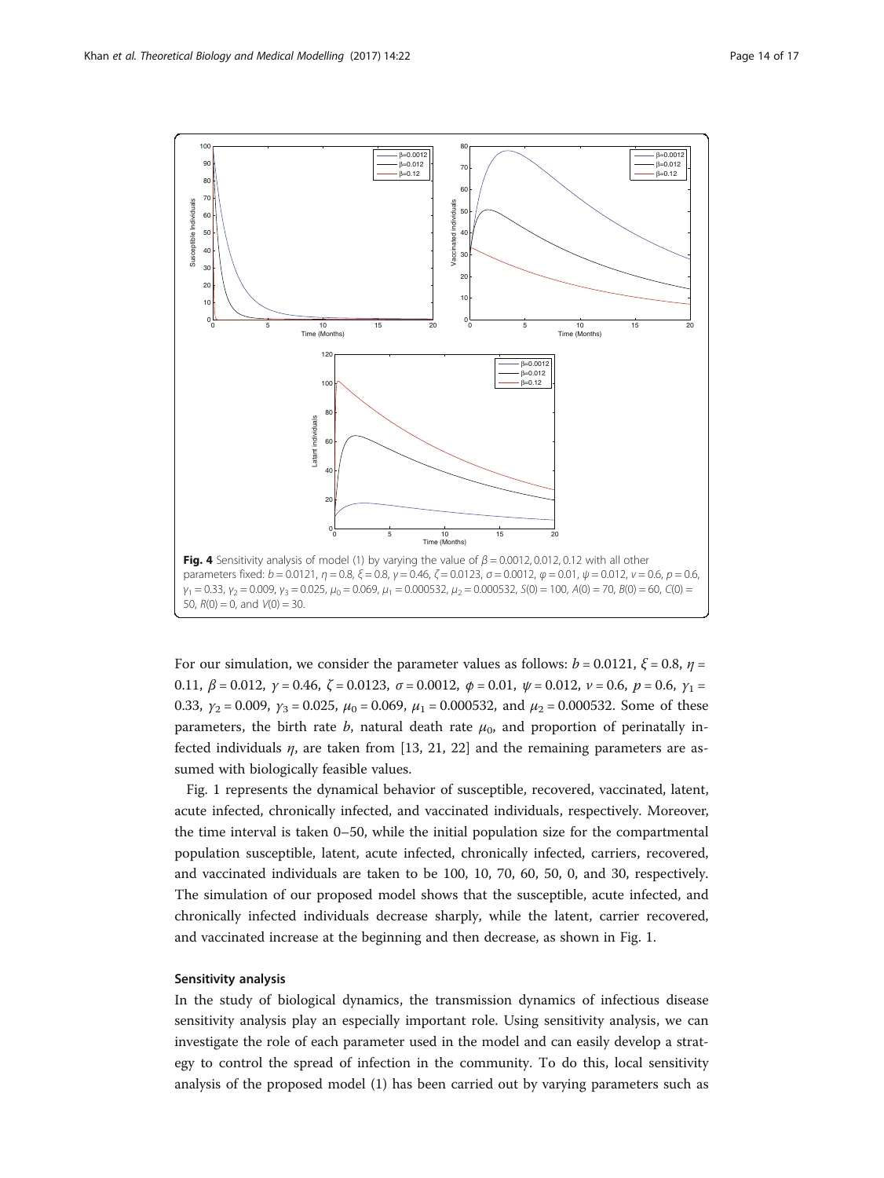**Fig. 4** Sensitivity analysis of model (1) by varying the value of $\beta = 0.0012, 0.012, 0.12$ with all other parameters fixed: $b = 0.0121$, $\eta = 0.8$, $\xi = 0.8$, $\gamma = 0.46$, $\zeta = 0.0123$, $\sigma = 0.0012$, $\varphi = 0.01$, $\psi = 0.012$, $\nu = 0.6$, $p = 0.6$, $\gamma_1 = 0.33$, $\gamma_2 = 0.009$, $\gamma_3 = 0.025$, $\mu_0 = 0.069$, $\mu_1 = 0.000532$, $\mu_2 = 0.000532$, $S(0) = 100$, $A(0) = 70$, $B(0) = 60$, $C(0) = 50$, $R(0) = 0$, and $V(0) = 30$.

For our simulation, we consider the parameter values as follows: $b = 0.0121$, $\xi = 0.8$, $\eta = 0.11$, $\beta = 0.012$, $\gamma = 0.46$, $\zeta = 0.0123$, $\sigma = 0.0012$, $\phi = 0.01$, $\psi = 0.012$, $\nu = 0.6$, $p = 0.6$, $\gamma_1 = 0.33$, $\gamma_2 = 0.009$, $\gamma_3 = 0.025$, $\mu_0 = 0.069$, $\mu_1 = 0.000532$, and $\mu_2 = 0.000532$. Some of these parameters, the birth rate $b$, natural death rate $\mu_0$, and proportion of perinatally infected individuals $\eta$, are taken from [13, 21, 22] and the remaining parameters are assumed with biologically feasible values.

Fig. 1 represents the dynamical behavior of susceptible, recovered, vaccinated, latent, acute infected, chronically infected, and vaccinated individuals, respectively. Moreover, the time interval is taken 0–50, while the initial population size for the compartmental population susceptible, latent, acute infected, chronically infected, carriers, recovered, and vaccinated individuals are taken to be 100, 10, 70, 60, 50, 0, and 30, respectively. The simulation of our proposed model shows that the susceptible, acute infected, and chronically infected individuals decrease sharply, while the latent, carrier recovered, and vaccinated increase at the beginning and then decrease, as shown in Fig. 1.

### Sensitivity analysis

In the study of biological dynamics, the transmission dynamics of infectious disease sensitivity analysis play an especially important role. Using sensitivity analysis, we can investigate the role of each parameter used in the model and can easily develop a strategy to control the spread of infection in the community. To do this, local sensitivity analysis of the proposed model (1) has been carried out by varying parameters such as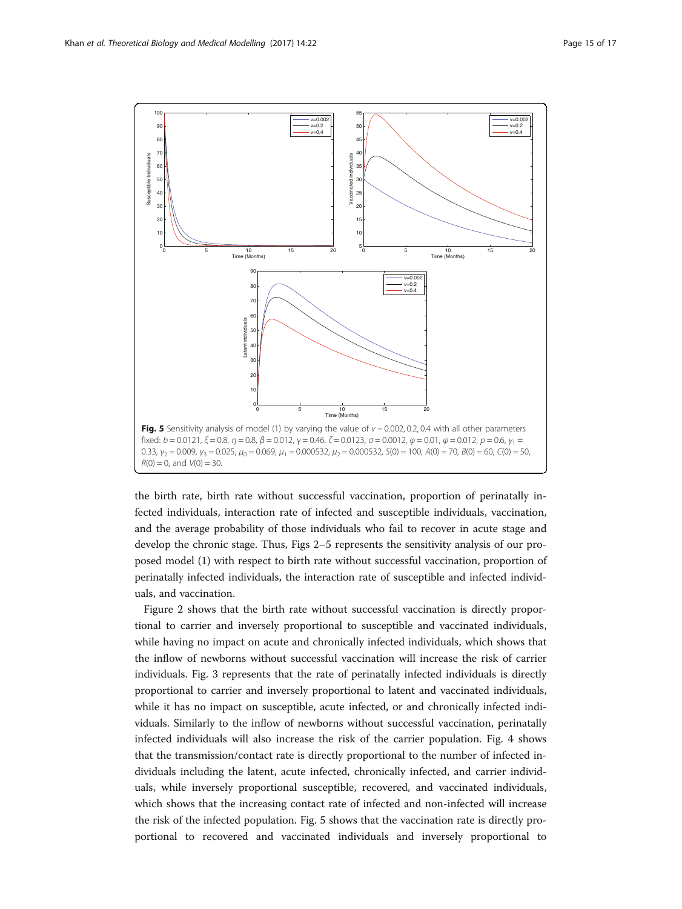**Fig. 5** Sensitivity analysis of model (1) by varying the value of $v = 0.002, 0.2, 0.4$ with all other parameters fixed: $b = 0.0121$, $\xi = 0.8$, $\eta = 0.8$, $\beta = 0.012$, $\gamma = 0.46$, $\zeta = 0.0123$, $\sigma = 0.0012$, $\varphi = 0.01$, $\psi = 0.012$, $p = 0.6$, $\gamma_1 = 0.33$, $\gamma_2 = 0.009$, $\gamma_3 = 0.025$, $\mu_0 = 0.069$, $\mu_1 = 0.000532$, $\mu_2 = 0.000532$, $S(0) = 100$, $A(0) = 70$, $B(0) = 60$, $C(0) = 50$, $R(0) = 0$, and $V(0) = 30$.

the birth rate, birth rate without successful vaccination, proportion of perinatally infected individuals, interaction rate of infected and susceptible individuals, vaccination, and the average probability of those individuals who fail to recover in acute stage and develop the chronic stage. Thus, Figs 2–5 represents the sensitivity analysis of our proposed model (1) with respect to birth rate without successful vaccination, proportion of perinatally infected individuals, the interaction rate of susceptible and infected individuals, and vaccination.

Figure 2 shows that the birth rate without successful vaccination is directly proportional to carrier and inversely proportional to susceptible and vaccinated individuals, while having no impact on acute and chronically infected individuals, which shows that the inflow of newborns without successful vaccination will increase the risk of carrier individuals. Fig. 3 represents that the rate of perinatally infected individuals is directly proportional to carrier and inversely proportional to latent and vaccinated individuals, while it has no impact on susceptible, acute infected, or and chronically infected individuals. Similarly to the inflow of newborns without successful vaccination, perinatally infected individuals will also increase the risk of the carrier population. Fig. 4 shows that the transmission/contact rate is directly proportional to the number of infected individuals including the latent, acute infected, chronically infected, and carrier individuals, while inversely proportional susceptible, recovered, and vaccinated individuals, which shows that the increasing contact rate of infected and non-infected will increase the risk of the infected population. Fig. 5 shows that the vaccination rate is directly proportional to recovered and vaccinated individuals and inversely proportional to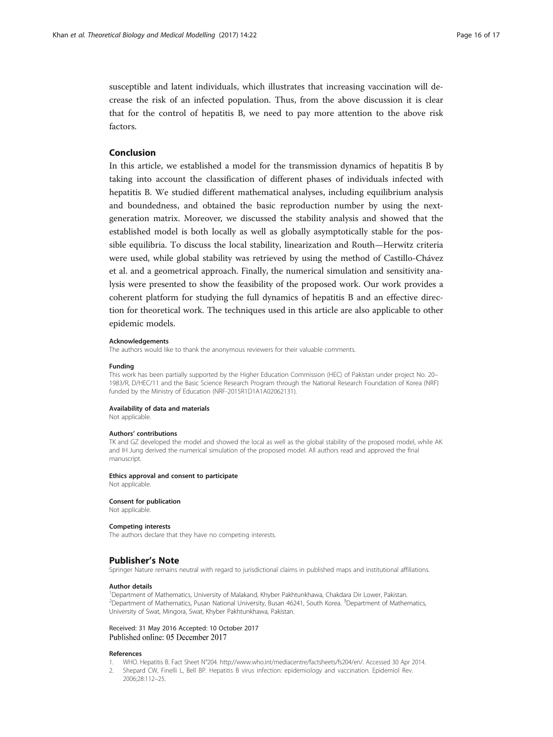susceptible and latent individuals, which illustrates that increasing vaccination will decrease the risk of an infected population. Thus, from the above discussion it is clear that for the control of hepatitis B, we need to pay more attention to the above risk factors.

## Conclusion

In this article, we established a model for the transmission dynamics of hepatitis B by taking into account the classification of different phases of individuals infected with hepatitis B. We studied different mathematical analyses, including equilibrium analysis and boundedness, and obtained the basic reproduction number by using the next-generation matrix. Moreover, we discussed the stability analysis and showed that the established model is both locally as well as globally asymptotically stable for the possible equilibria. To discuss the local stability, linearization and Routh—Herwitz criteria were used, while global stability was retrieved by using the method of Castillo-Chávez et al. and a geometrical approach. Finally, the numerical simulation and sensitivity analysis were presented to show the feasibility of the proposed work. Our work provides a coherent platform for studying the full dynamics of hepatitis B and an effective direction for theoretical work. The techniques used in this article are also applicable to other epidemic models.

#### Acknowledgements

The authors would like to thank the anonymous reviewers for their valuable comments.

#### Funding

This work has been partially supported by the Higher Education Commission (HEC) of Pakistan under project No. 20–1983/R, D/HEC/11 and the Basic Science Research Program through the National Research Foundation of Korea (NRF) funded by the Ministry of Education (NRF-2015R1D1A1A02062131).

#### Availability of data and materials

Not applicable.

#### Authors' contributions

TK and GZ developed the model and showed the local as well as the global stability of the proposed model, while AK and IH Jung derived the numerical simulation of the proposed model. All authors read and approved the final manuscript.

#### Ethics approval and consent to participate

Not applicable.

#### Consent for publication

Not applicable.

#### Competing interests

The authors declare that they have no competing interests.

## Publisher's Note

Springer Nature remains neutral with regard to jurisdictional claims in published maps and institutional affiliations.

#### Author details

[1]Department of Mathematics, University of Malakand, Khyber Pakhtunkhawa, Chakdara Dir Lower, Pakistan. [2]Department of Mathematics, Pusan National University, Busan 46241, South Korea. [3]Department of Mathematics, University of Swat, Mingora, Swat, Khyber Pakhtunkhawa, Pakistan.

Received: 31 May 2016 Accepted: 10 October 2017
Published online: 05 December 2017

#### References

1. WHO. Hepatitis B. Fact Sheet N°204. http://www.who.int/mediacentre/factsheets/fs204/en/. Accessed 30 Apr 2014.
2. Shepard CW, Finelli L, Bell BP. Hepatitis B virus infection: epidemiology and vaccination. Epidemiol Rev. 2006;28:112–25.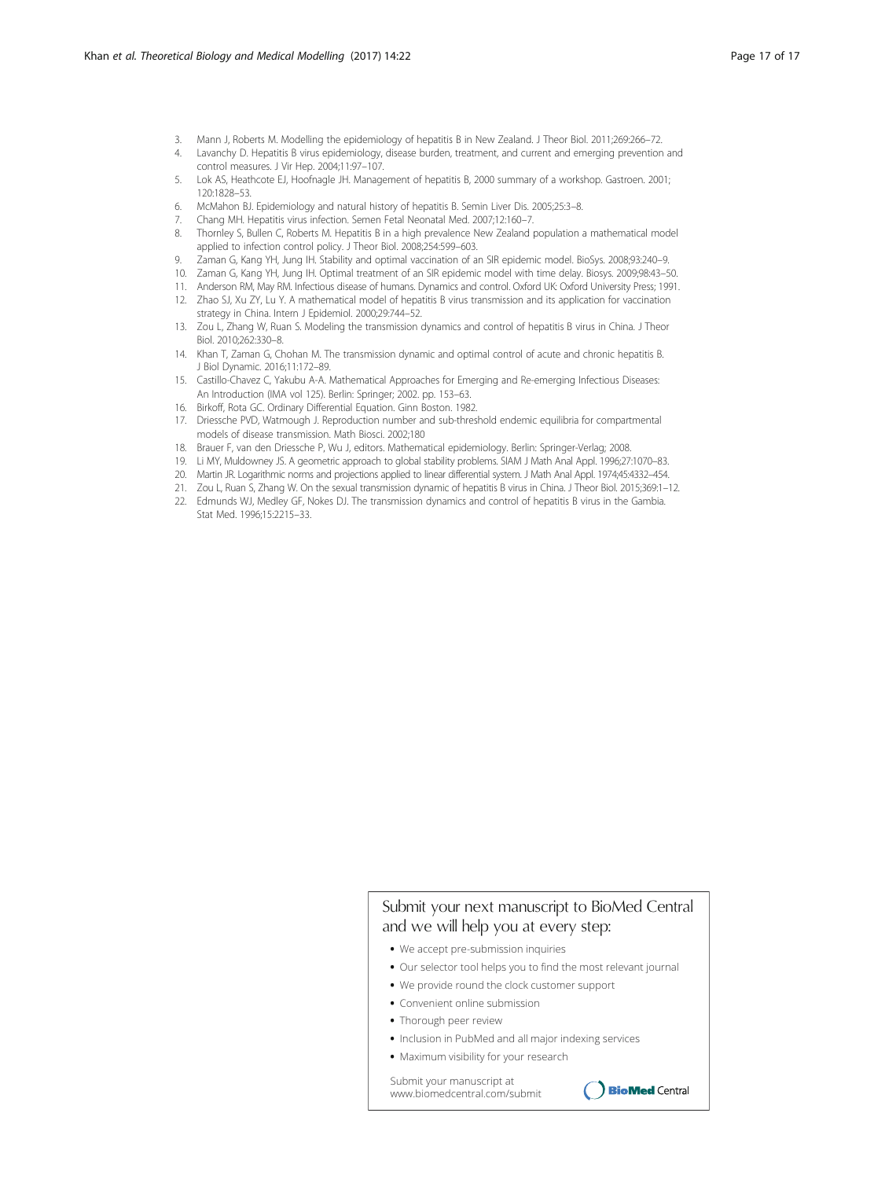3. Mann J, Roberts M. Modelling the epidemiology of hepatitis B in New Zealand. J Theor Biol. 2011;269:266–72.
4. Lavanchy D. Hepatitis B virus epidemiology, disease burden, treatment, and current and emerging prevention and control measures. J Vir Hep. 2004;11:97–107.
5. Lok AS, Heathcote EJ, Hoofnagle JH. Management of hepatitis B, 2000 summary of a workshop. Gastroen. 2001; 120:1828–53.
6. McMahon BJ. Epidemiology and natural history of hepatitis B. Semin Liver Dis. 2005;25:3–8.
7. Chang MH. Hepatitis virus infection. Semen Fetal Neonatal Med. 2007;12:160–7.
8. Thornley S, Bullen C, Roberts M. Hepatitis B in a high prevalence New Zealand population a mathematical model applied to infection control policy. J Theor Biol. 2008;254:599–603.
9. Zaman G, Kang YH, Jung IH. Stability and optimal vaccination of an SIR epidemic model. BioSys. 2008;93:240–9.
10. Zaman G, Kang YH, Jung IH. Optimal treatment of an SIR epidemic model with time delay. Biosys. 2009;98:43–50.
11. Anderson RM, May RM. Infectious disease of humans. Dynamics and control. Oxford UK: Oxford University Press; 1991.
12. Zhao SJ, Xu ZY, Lu Y. A mathematical model of hepatitis B virus transmission and its application for vaccination strategy in China. Intern J Epidemiol. 2000;29:744–52.
13. Zou L, Zhang W, Ruan S. Modeling the transmission dynamics and control of hepatitis B virus in China. J Theor Biol. 2010;262:330–8.
14. Khan T, Zaman G, Chohan M. The transmission dynamic and optimal control of acute and chronic hepatitis B. J Biol Dynamic. 2016;11:172–89.
15. Castillo-Chavez C, Yakubu A-A. Mathematical Approaches for Emerging and Re-emerging Infectious Diseases: An Introduction (IMA vol 125). Berlin: Springer; 2002. pp. 153–63.
16. Birkoff, Rota GC. Ordinary Differential Equation. Ginn Boston. 1982.
17. Driessche PVD, Watmough J. Reproduction number and sub-threshold endemic equilibria for compartmental models of disease transmission. Math Biosci. 2002;180
18. Brauer F, van den Driessche P, Wu J, editors. Mathematical epidemiology. Berlin: Springer-Verlag; 2008.
19. Li MY, Muldowney JS. A geometric approach to global stability problems. SIAM J Math Anal Appl. 1996;27:1070–83.
20. Martin JR. Logarithmic norms and projections applied to linear differential system. J Math Anal Appl. 1974;45:4332–454.
21. Zou L, Ruan S, Zhang W. On the sexual transmission dynamic of hepatitis B virus in China. J Theor Biol. 2015;369:1–12.
22. Edmunds WJ, Medley GF, Nokes DJ. The transmission dynamics and control of hepatitis B virus in the Gambia. Stat Med. 1996;15:2215–33.

Submit your next manuscript to BioMed Central and we will help you at every step:

- We accept pre-submission inquiries
- Our selector tool helps you to find the most relevant journal
- We provide round the clock customer support
- Convenient online submission
- Thorough peer review
- Inclusion in PubMed and all major indexing services
- Maximum visibility for your research

Submit your manuscript at
www.biomedcentral.com/submit

BioMed Central